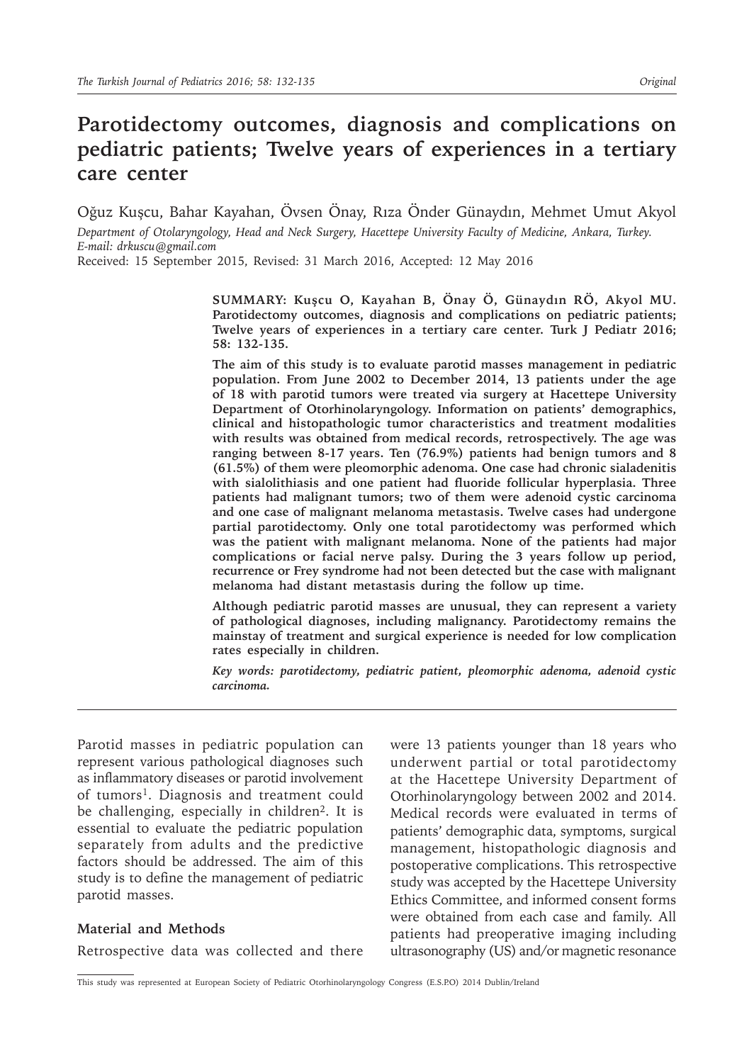# Parotidectomy outcomes, diagnosis and complications on pediatric patients; Twelve years of experiences in a tertiary care center

Oğuz Kuşcu, Bahar Kayahan, Övsen Önay, Rıza Önder Günaydın, Mehmet Umut Akyol

*Department of Otolaryngology, Head and Neck Surgery, Hacettepe University Faculty of Medicine, Ankara, Turkey. E-mail: drkuscu@gmail.com*

Received: 15 September 2015, Revised: 31 March 2016, Accepted: 12 May 2016

**SUMMARY: Kuşcu O, Kayahan B, Önay Ö, Günaydın RÖ, Akyol MU. Parotidectomy outcomes, diagnosis and complications on pediatric patients; Twelve years of experiences in a tertiary care center. Turk J Pediatr 2016; 58: 132-135.**

**The aim of this study is to evaluate parotid masses management in pediatric population. From June 2002 to December 2014, 13 patients under the age of 18 with parotid tumors were treated via surgery at Hacettepe University Department of Otorhinolaryngology. Information on patients' demographics, clinical and histopathologic tumor characteristics and treatment modalities with results was obtained from medical records, retrospectively. The age was ranging between 8-17 years. Ten (76.9%) patients had benign tumors and 8 (61.5%) of them were pleomorphic adenoma. One case had chronic sialadenitis with sialolithiasis and one patient had fluoride follicular hyperplasia. Three patients had malignant tumors; two of them were adenoid cystic carcinoma and one case of malignant melanoma metastasis. Twelve cases had undergone partial parotidectomy. Only one total parotidectomy was performed which was the patient with malignant melanoma. None of the patients had major complications or facial nerve palsy. During the 3 years follow up period, recurrence or Frey syndrome had not been detected but the case with malignant melanoma had distant metastasis during the follow up time.**

**Although pediatric parotid masses are unusual, they can represent a variety of pathological diagnoses, including malignancy. Parotidectomy remains the mainstay of treatment and surgical experience is needed for low complication rates especially in children.**

***Key words: parotidectomy, pediatric patient, pleomorphic adenoma, adenoid cystic carcinoma.***

Parotid masses in pediatric population can represent various pathological diagnoses such as inflammatory diseases or parotid involvement of tumors[1]. Diagnosis and treatment could be challenging, especially in children[2]. It is essential to evaluate the pediatric population separately from adults and the predictive factors should be addressed. The aim of this study is to define the management of pediatric parotid masses.

## Material and Methods

Retrospective data was collected and there were 13 patients younger than 18 years who underwent partial or total parotidectomy at the Hacettepe University Department of Otorhinolaryngology between 2002 and 2014. Medical records were evaluated in terms of patients' demographic data, symptoms, surgical management, histopathologic diagnosis and postoperative complications. This retrospective study was accepted by the Hacettepe University Ethics Committee, and informed consent forms were obtained from each case and family. All patients had preoperative imaging including ultrasonography (US) and/or magnetic resonance

This study was represented at European Society of Pediatric Otorhinolaryngology Congress (E.S.P.O) 2014 Dublin/Ireland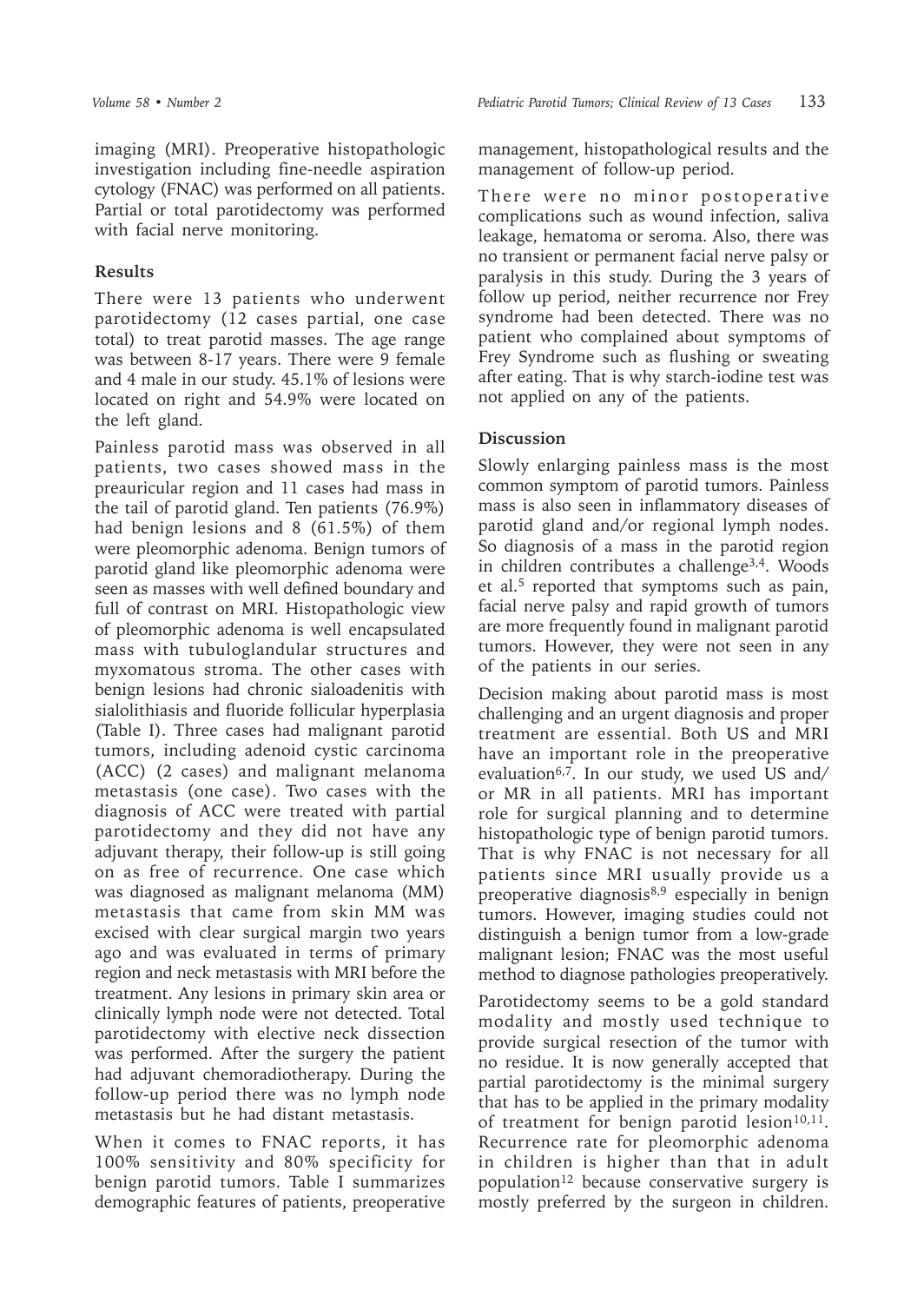imaging (MRI). Preoperative histopathologic investigation including fine-needle aspiration cytology (FNAC) was performed on all patients. Partial or total parotidectomy was performed with facial nerve monitoring.

## Results

There were 13 patients who underwent parotidectomy (12 cases partial, one case total) to treat parotid masses. The age range was between 8-17 years. There were 9 female and 4 male in our study. 45.1% of lesions were located on right and 54.9% were located on the left gland.

Painless parotid mass was observed in all patients, two cases showed mass in the preauricular region and 11 cases had mass in the tail of parotid gland. Ten patients (76.9%) had benign lesions and 8 (61.5%) of them were pleomorphic adenoma. Benign tumors of parotid gland like pleomorphic adenoma were seen as masses with well defined boundary and full of contrast on MRI. Histopathologic view of pleomorphic adenoma is well encapsulated mass with tubuloglandular structures and myxomatous stroma. The other cases with benign lesions had chronic sialoadenitis with sialolithiasis and fluoride follicular hyperplasia (Table I). Three cases had malignant parotid tumors, including adenoid cystic carcinoma (ACC) (2 cases) and malignant melanoma metastasis (one case). Two cases with the diagnosis of ACC were treated with partial parotidectomy and they did not have any adjuvant therapy, their follow-up is still going on as free of recurrence. One case which was diagnosed as malignant melanoma (MM) metastasis that came from skin MM was excised with clear surgical margin two years ago and was evaluated in terms of primary region and neck metastasis with MRI before the treatment. Any lesions in primary skin area or clinically lymph node were not detected. Total parotidectomy with elective neck dissection was performed. After the surgery the patient had adjuvant chemoradiotherapy. During the follow-up period there was no lymph node metastasis but he had distant metastasis.

When it comes to FNAC reports, it has 100% sensitivity and 80% specificity for benign parotid tumors. Table I summarizes demographic features of patients, preoperative management, histopathological results and the management of follow-up period.

There were no minor postoperative complications such as wound infection, saliva leakage, hematoma or seroma. Also, there was no transient or permanent facial nerve palsy or paralysis in this study. During the 3 years of follow up period, neither recurrence nor Frey syndrome had been detected. There was no patient who complained about symptoms of Frey Syndrome such as flushing or sweating after eating. That is why starch-iodine test was not applied on any of the patients.

## Discussion

Slowly enlarging painless mass is the most common symptom of parotid tumors. Painless mass is also seen in inflammatory diseases of parotid gland and/or regional lymph nodes. So diagnosis of a mass in the parotid region in children contributes a challenge[3,4]. Woods et al.[5] reported that symptoms such as pain, facial nerve palsy and rapid growth of tumors are more frequently found in malignant parotid tumors. However, they were not seen in any of the patients in our series.

Decision making about parotid mass is most challenging and an urgent diagnosis and proper treatment are essential. Both US and MRI have an important role in the preoperative evaluation[6,7]. In our study, we used US and/or MR in all patients. MRI has important role for surgical planning and to determine histopathologic type of benign parotid tumors. That is why FNAC is not necessary for all patients since MRI usually provide us a preoperative diagnosis[8,9] especially in benign tumors. However, imaging studies could not distinguish a benign tumor from a low-grade malignant lesion; FNAC was the most useful method to diagnose pathologies preoperatively.

Parotidectomy seems to be a gold standard modality and mostly used technique to provide surgical resection of the tumor with no residue. It is now generally accepted that partial parotidectomy is the minimal surgery that has to be applied in the primary modality of treatment for benign parotid lesion[10,11]. Recurrence rate for pleomorphic adenoma in children is higher than that in adult population[12] because conservative surgery is mostly preferred by the surgeon in children.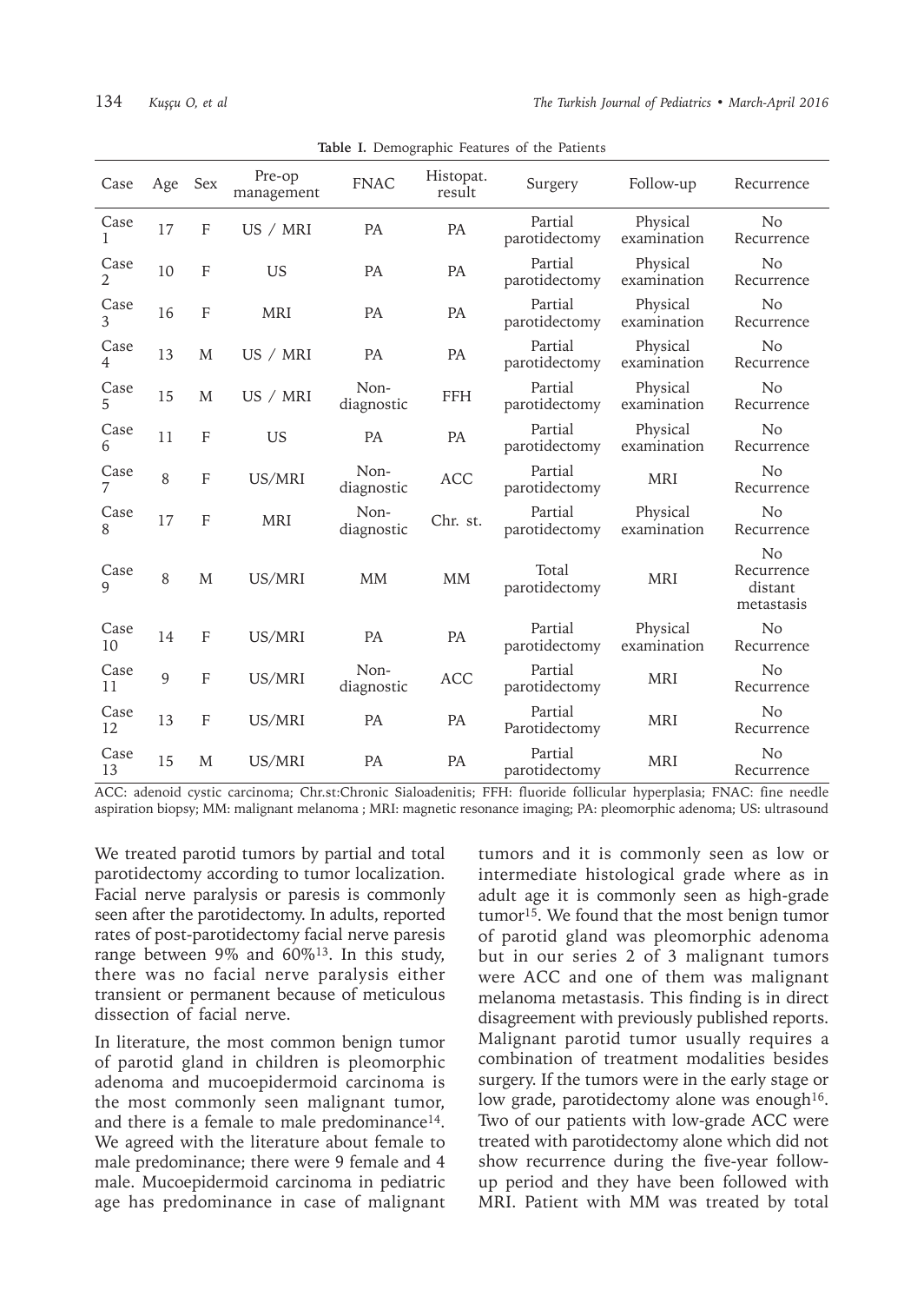**Table I.** Demographic Features of the Patients

| Case | Age | Sex | Pre-op management | FNAC | Histopat. result | Surgery | Follow-up | Recurrence |
|---|---|---|---|---|---|---|---|---|
| Case 1 | 17 | F | US / MRI | PA | PA | Partial parotidectomy | Physical examination | No Recurrence |
| Case 2 | 10 | F | US | PA | PA | Partial parotidectomy | Physical examination | No Recurrence |
| Case 3 | 16 | F | MRI | PA | PA | Partial parotidectomy | Physical examination | No Recurrence |
| Case 4 | 13 | M | US / MRI | PA | PA | Partial parotidectomy | Physical examination | No Recurrence |
| Case 5 | 15 | M | US / MRI | Non-diagnostic | FFH | Partial parotidectomy | Physical examination | No Recurrence |
| Case 6 | 11 | F | US | PA | PA | Partial parotidectomy | Physical examination | No Recurrence |
| Case 7 | 8 | F | US/MRI | Non-diagnostic | ACC | Partial parotidectomy | MRI | No Recurrence |
| Case 8 | 17 | F | MRI | Non-diagnostic | Chr. st. | Partial parotidectomy | Physical examination | No Recurrence |
| Case 9 | 8 | M | US/MRI | MM | MM | Total parotidectomy | MRI | No Recurrence distant metastasis |
| Case 10 | 14 | F | US/MRI | PA | PA | Partial parotidectomy | Physical examination | No Recurrence |
| Case 11 | 9 | F | US/MRI | Non-diagnostic | ACC | Partial parotidectomy | MRI | No Recurrence |
| Case 12 | 13 | F | US/MRI | PA | PA | Partial Parotidectomy | MRI | No Recurrence |
| Case 13 | 15 | M | US/MRI | PA | PA | Partial parotidectomy | MRI | No Recurrence |

ACC: adenoid cystic carcinoma; Chr.st:Chronic Sialoadenitis; FFH: fluoride follicular hyperplasia; FNAC: fine needle aspiration biopsy; MM: malignant melanoma ; MRI: magnetic resonance imaging; PA: pleomorphic adenoma; US: ultrasound

We treated parotid tumors by partial and total parotidectomy according to tumor localization. Facial nerve paralysis or paresis is commonly seen after the parotidectomy. In adults, reported rates of post-parotidectomy facial nerve paresis range between 9% and 60%[13]. In this study, there was no facial nerve paralysis either transient or permanent because of meticulous dissection of facial nerve.

In literature, the most common benign tumor of parotid gland in children is pleomorphic adenoma and mucoepidermoid carcinoma is the most commonly seen malignant tumor, and there is a female to male predominance[14]. We agreed with the literature about female to male predominance; there were 9 female and 4 male. Mucoepidermoid carcinoma in pediatric age has predominance in case of malignant tumors and it is commonly seen as low or intermediate histological grade where as in adult age it is commonly seen as high-grade tumor[15]. We found that the most benign tumor of parotid gland was pleomorphic adenoma but in our series 2 of 3 malignant tumors were ACC and one of them was malignant melanoma metastasis. This finding is in direct disagreement with previously published reports. Malignant parotid tumor usually requires a combination of treatment modalities besides surgery. If the tumors were in the early stage or low grade, parotidectomy alone was enough[16]. Two of our patients with low-grade ACC were treated with parotidectomy alone which did not show recurrence during the five-year follow-up period and they have been followed with MRI. Patient with MM was treated by total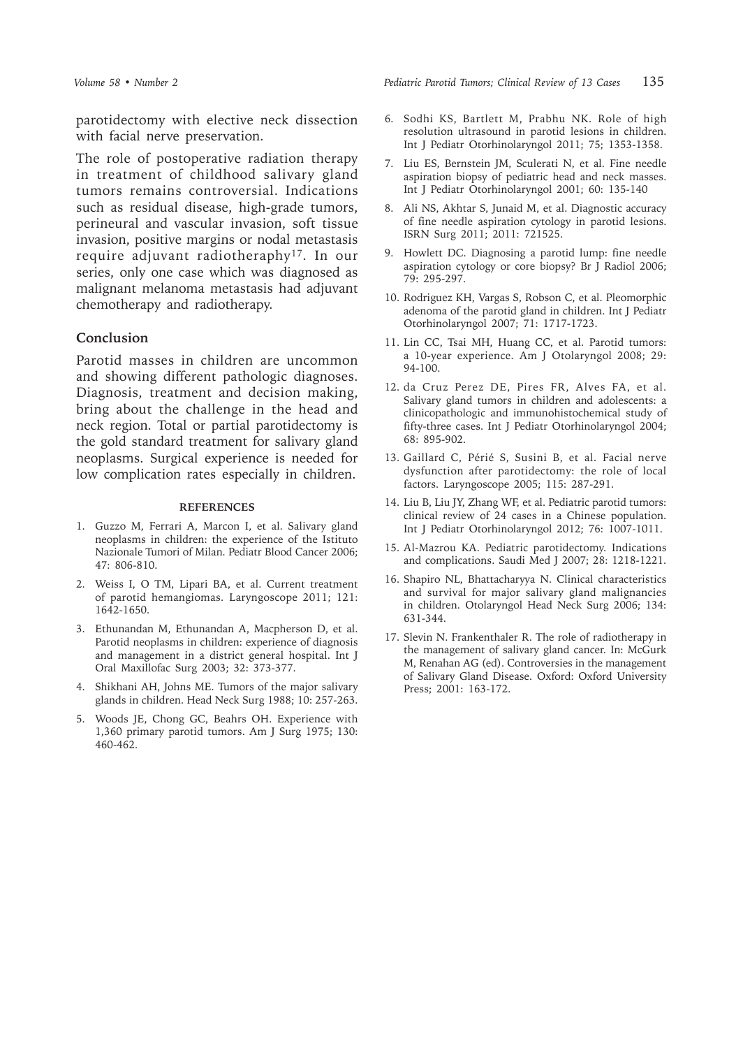parotidectomy with elective neck dissection with facial nerve preservation.

The role of postoperative radiation therapy in treatment of childhood salivary gland tumors remains controversial. Indications such as residual disease, high-grade tumors, perineural and vascular invasion, soft tissue invasion, positive margins or nodal metastasis require adjuvant radiotheraphy[17]. In our series, only one case which was diagnosed as malignant melanoma metastasis had adjuvant chemotherapy and radiotherapy.

## Conclusion

Parotid masses in children are uncommon and showing different pathologic diagnoses. Diagnosis, treatment and decision making, bring about the challenge in the head and neck region. Total or partial parotidectomy is the gold standard treatment for salivary gland neoplasms. Surgical experience is needed for low complication rates especially in children.

## REFERENCES

1. Guzzo M, Ferrari A, Marcon I, et al. Salivary gland neoplasms in children: the experience of the Istituto Nazionale Tumori of Milan. Pediatr Blood Cancer 2006; 47: 806-810.
2. Weiss I, O TM, Lipari BA, et al. Current treatment of parotid hemangiomas. Laryngoscope 2011; 121: 1642-1650.
3. Ethunandan M, Ethunandan A, Macpherson D, et al. Parotid neoplasms in children: experience of diagnosis and management in a district general hospital. Int J Oral Maxillofac Surg 2003; 32: 373-377.
4. Shikhani AH, Johns ME. Tumors of the major salivary glands in children. Head Neck Surg 1988; 10: 257-263.
5. Woods JE, Chong GC, Beahrs OH. Experience with 1,360 primary parotid tumors. Am J Surg 1975; 130: 460-462.
6. Sodhi KS, Bartlett M, Prabhu NK. Role of high resolution ultrasound in parotid lesions in children. Int J Pediatr Otorhinolaryngol 2011; 75; 1353-1358.
7. Liu ES, Bernstein JM, Sculerati N, et al. Fine needle aspiration biopsy of pediatric head and neck masses. Int J Pediatr Otorhinolaryngol 2001; 60: 135-140
8. Ali NS, Akhtar S, Junaid M, et al. Diagnostic accuracy of fine needle aspiration cytology in parotid lesions. ISRN Surg 2011; 2011: 721525.
9. Howlett DC. Diagnosing a parotid lump: fine needle aspiration cytology or core biopsy? Br J Radiol 2006; 79: 295-297.
10. Rodriguez KH, Vargas S, Robson C, et al. Pleomorphic adenoma of the parotid gland in children. Int J Pediatr Otorhinolaryngol 2007; 71: 1717-1723.
11. Lin CC, Tsai MH, Huang CC, et al. Parotid tumors: a 10-year experience. Am J Otolaryngol 2008; 29: 94-100.
12. da Cruz Perez DE, Pires FR, Alves FA, et al. Salivary gland tumors in children and adolescents: a clinicopathologic and immunohistochemical study of fifty-three cases. Int J Pediatr Otorhinolaryngol 2004; 68: 895-902.
13. Gaillard C, Périé S, Susini B, et al. Facial nerve dysfunction after parotidectomy: the role of local factors. Laryngoscope 2005; 115: 287-291.
14. Liu B, Liu JY, Zhang WF, et al. Pediatric parotid tumors: clinical review of 24 cases in a Chinese population. Int J Pediatr Otorhinolaryngol 2012; 76: 1007-1011.
15. Al-Mazrou KA. Pediatric parotidectomy. Indications and complications. Saudi Med J 2007; 28: 1218-1221.
16. Shapiro NL, Bhattacharyya N. Clinical characteristics and survival for major salivary gland malignancies in children. Otolaryngol Head Neck Surg 2006; 134: 631-344.
17. Slevin N. Frankenthaler R. The role of radiotherapy in the management of salivary gland cancer. In: McGurk M, Renahan AG (ed). Controversies in the management of Salivary Gland Disease. Oxford: Oxford University Press; 2001: 163-172.